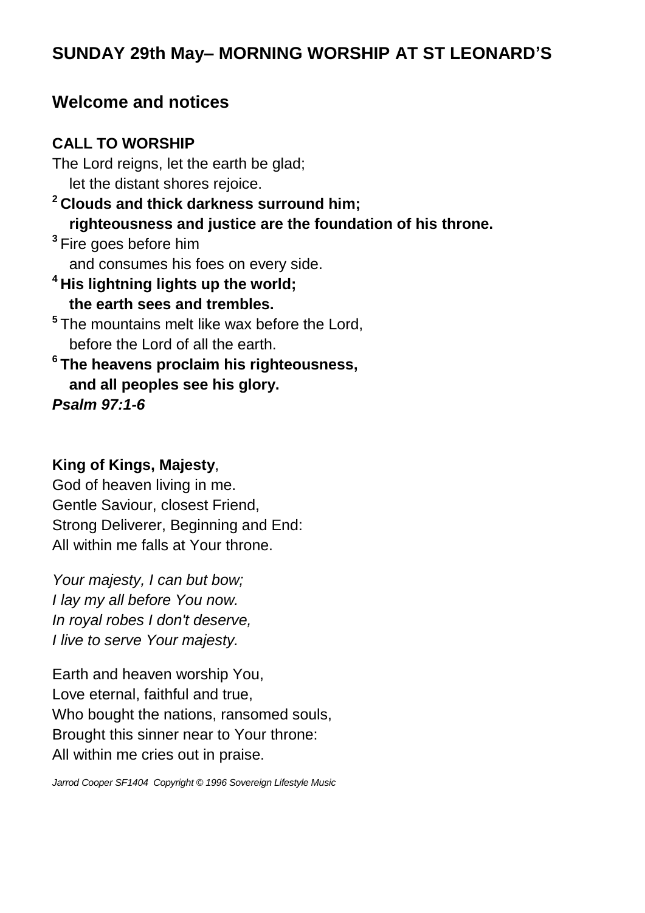## SUNDAY 29th May– MORNING WORSHIP AT ST LEONARD'S

## Welcome and notices

**CALL TO WORSHIP**

The Lord reigns, let the earth be glad;
let the distant shores rejoice.

[2] **Clouds and thick darkness surround him;**
**righteousness and justice are the foundation of his throne.**

[3] Fire goes before him
and consumes his foes on every side.

[4] **His lightning lights up the world;**
**the earth sees and trembles.**

[5] The mountains melt like wax before the Lord,
before the Lord of all the earth.

[6] **The heavens proclaim his righteousness,**
**and all peoples see his glory.**

***Psalm 97:1-6***

**King of Kings, Majesty**,
God of heaven living in me.
Gentle Saviour, closest Friend,
Strong Deliverer, Beginning and End:
All within me falls at Your throne.

*Your majesty, I can but bow;*
*I lay my all before You now.*
*In royal robes I don't deserve,*
*I live to serve Your majesty.*

Earth and heaven worship You,
Love eternal, faithful and true,
Who bought the nations, ransomed souls,
Brought this sinner near to Your throne:
All within me cries out in praise.

*Jarrod Cooper SF1404 Copyright © 1996 Sovereign Lifestyle Music*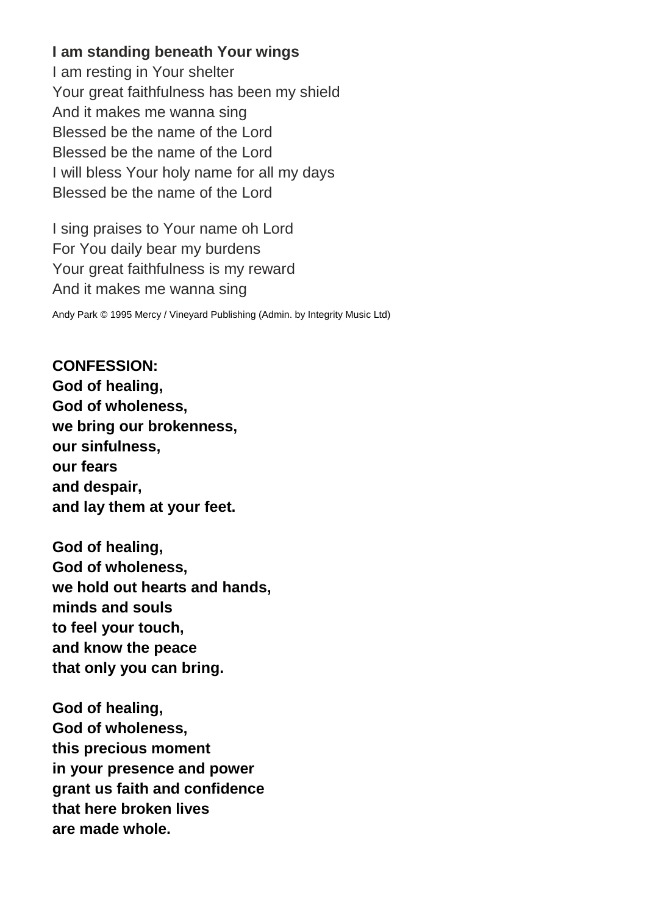**I am standing beneath Your wings**
I am resting in Your shelter
Your great faithfulness has been my shield
And it makes me wanna sing
Blessed be the name of the Lord
Blessed be the name of the Lord
I will bless Your holy name for all my days
Blessed be the name of the Lord

I sing praises to Your name oh Lord
For You daily bear my burdens
Your great faithfulness is my reward
And it makes me wanna sing

Andy Park © 1995 Mercy / Vineyard Publishing (Admin. by Integrity Music Ltd)

**CONFESSION:**
**God of healing,**
**God of wholeness,**
**we bring our brokenness,**
**our sinfulness,**
**our fears**
**and despair,**
**and lay them at your feet.**

**God of healing,**
**God of wholeness,**
**we hold out hearts and hands,**
**minds and souls**
**to feel your touch,**
**and know the peace**
**that only you can bring.**

**God of healing,**
**God of wholeness,**
**this precious moment**
**in your presence and power**
**grant us faith and confidence**
**that here broken lives**
**are made whole.**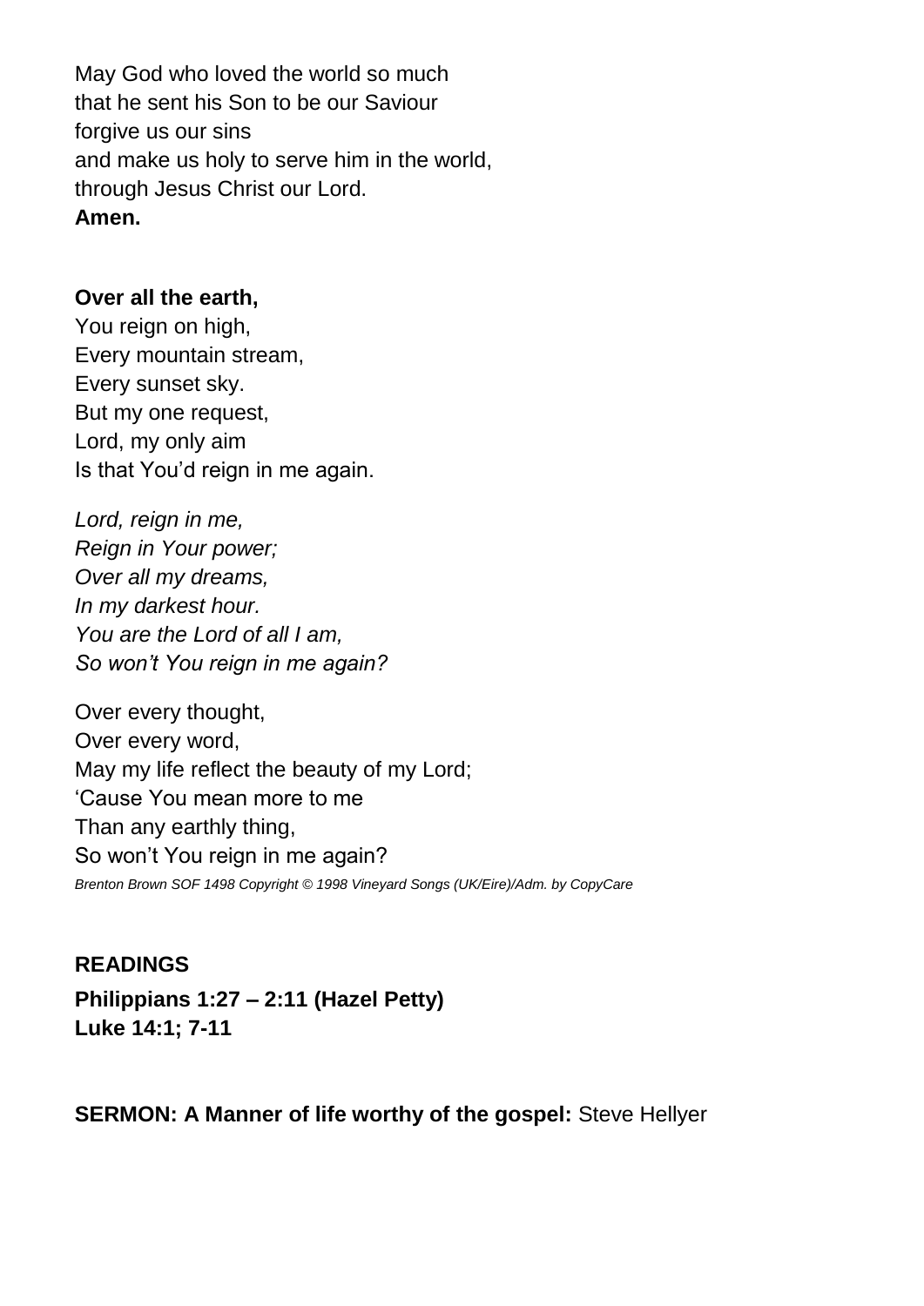May God who loved the world so much
that he sent his Son to be our Saviour
forgive us our sins
and make us holy to serve him in the world,
through Jesus Christ our Lord.
**Amen.**

**Over all the earth,**
You reign on high,
Every mountain stream,
Every sunset sky.
But my one request,
Lord, my only aim
Is that You'd reign in me again.

*Lord, reign in me,*
*Reign in Your power;*
*Over all my dreams,*
*In my darkest hour.*
*You are the Lord of all I am,*
*So won't You reign in me again?*

Over every thought,
Over every word,
May my life reflect the beauty of my Lord;
'Cause You mean more to me
Than any earthly thing,
So won't You reign in me again?
*Brenton Brown SOF 1498 Copyright © 1998 Vineyard Songs (UK/Eire)/Adm. by CopyCare*

**READINGS**
**Philippians 1:27 – 2:11 (Hazel Petty)**
**Luke 14:1; 7-11**

**SERMON: A Manner of life worthy of the gospel:** Steve Hellyer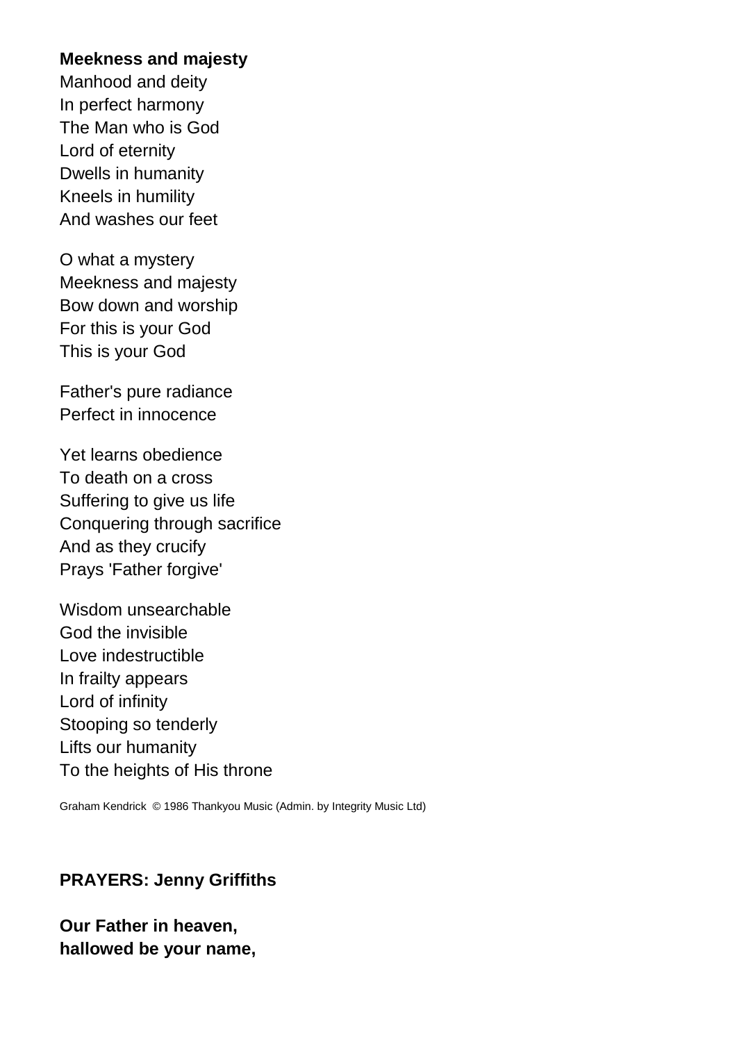**Meekness and majesty**
Manhood and deity
In perfect harmony
The Man who is God
Lord of eternity
Dwells in humanity
Kneels in humility
And washes our feet

O what a mystery
Meekness and majesty
Bow down and worship
For this is your God
This is your God

Father's pure radiance
Perfect in innocence

Yet learns obedience
To death on a cross
Suffering to give us life
Conquering through sacrifice
And as they crucify
Prays 'Father forgive'

Wisdom unsearchable
God the invisible
Love indestructible
In frailty appears
Lord of infinity
Stooping so tenderly
Lifts our humanity
To the heights of His throne

Graham Kendrick © 1986 Thankyou Music (Admin. by Integrity Music Ltd)

**PRAYERS: Jenny Griffiths**

**Our Father in heaven,**
**hallowed be your name,**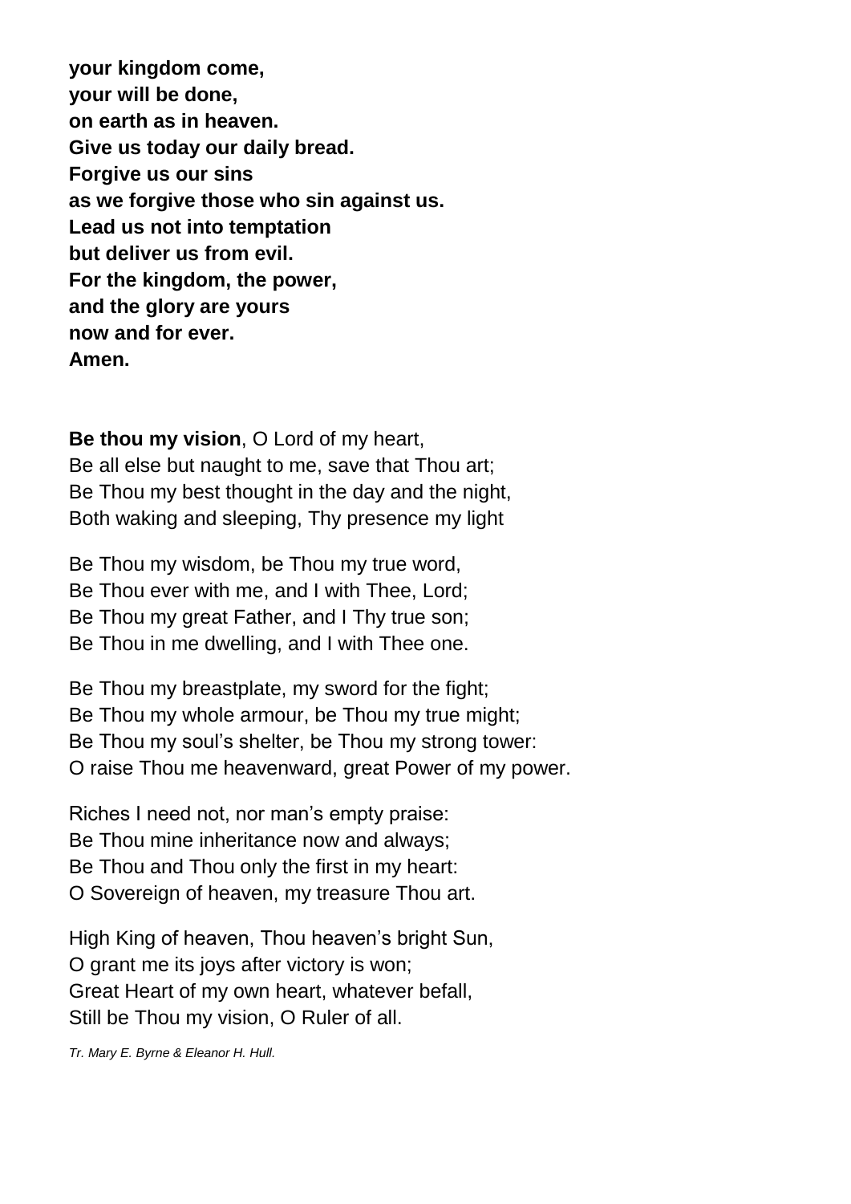**your kingdom come,**
**your will be done,**
**on earth as in heaven.**
**Give us today our daily bread.**
**Forgive us our sins**
**as we forgive those who sin against us.**
**Lead us not into temptation**
**but deliver us from evil.**
**For the kingdom, the power,**
**and the glory are yours**
**now and for ever.**
**Amen.**

**Be thou my vision**, O Lord of my heart,
Be all else but naught to me, save that Thou art;
Be Thou my best thought in the day and the night,
Both waking and sleeping, Thy presence my light

Be Thou my wisdom, be Thou my true word,
Be Thou ever with me, and I with Thee, Lord;
Be Thou my great Father, and I Thy true son;
Be Thou in me dwelling, and I with Thee one.

Be Thou my breastplate, my sword for the fight;
Be Thou my whole armour, be Thou my true might;
Be Thou my soul's shelter, be Thou my strong tower:
O raise Thou me heavenward, great Power of my power.

Riches I need not, nor man's empty praise:
Be Thou mine inheritance now and always;
Be Thou and Thou only the first in my heart:
O Sovereign of heaven, my treasure Thou art.

High King of heaven, Thou heaven's bright Sun,
O grant me its joys after victory is won;
Great Heart of my own heart, whatever befall,
Still be Thou my vision, O Ruler of all.

*Tr. Mary E. Byrne & Eleanor H. Hull.*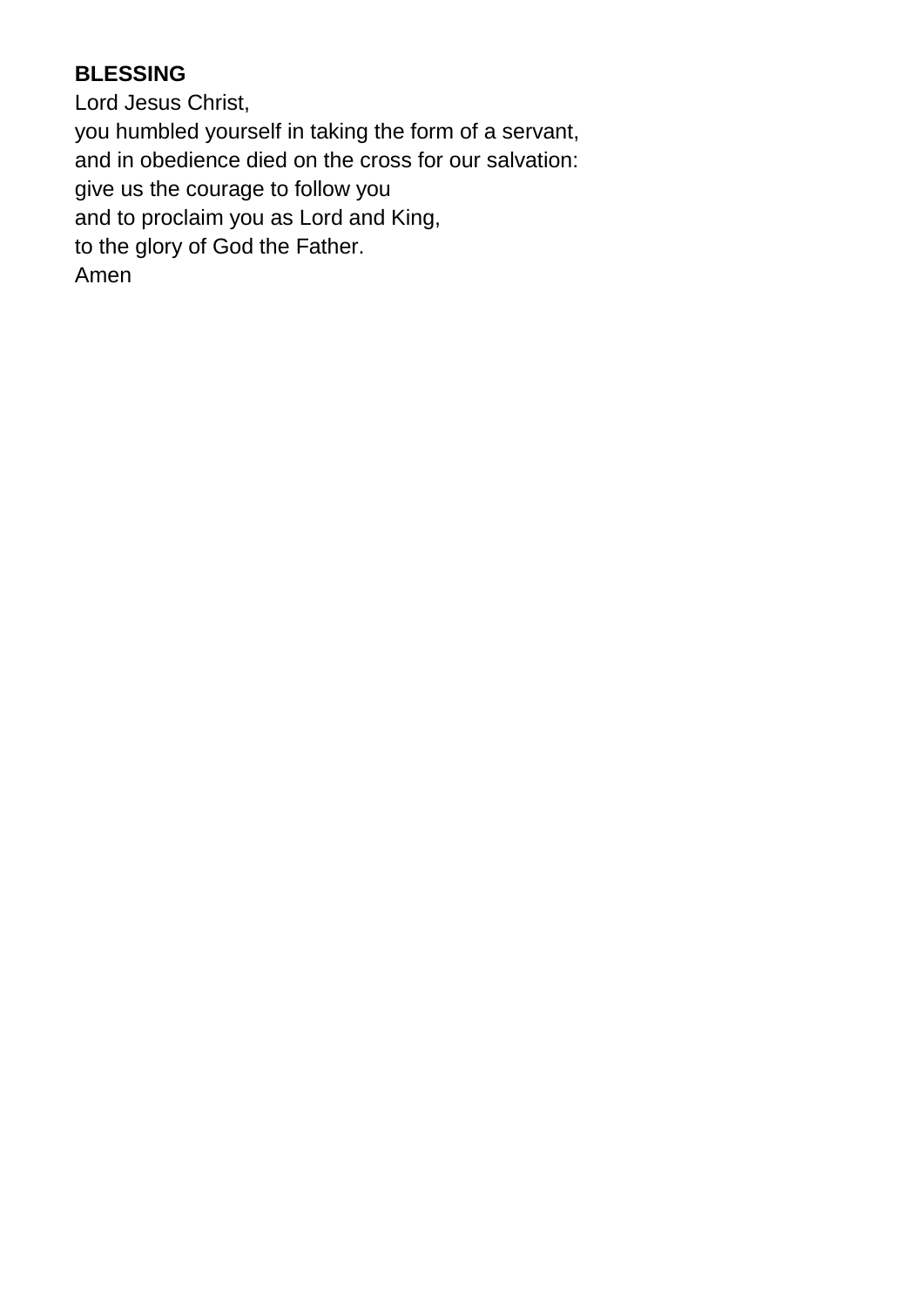**BLESSING**

Lord Jesus Christ,
you humbled yourself in taking the form of a servant,
and in obedience died on the cross for our salvation:
give us the courage to follow you
and to proclaim you as Lord and King,
to the glory of God the Father.
Amen